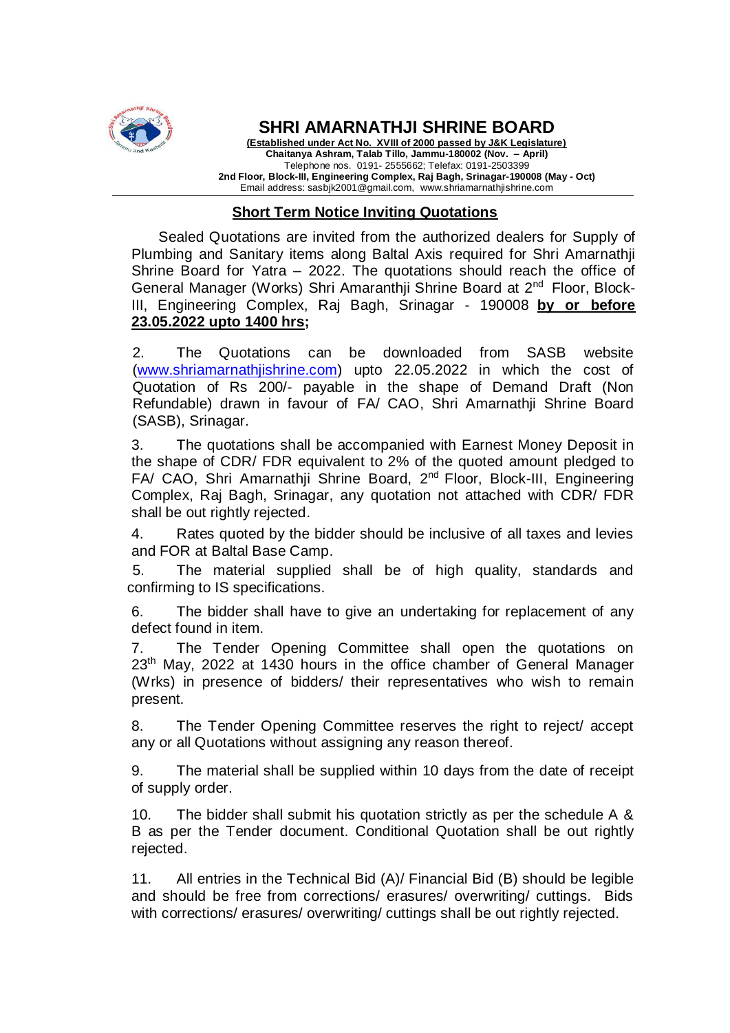# SHRI AMARNATHJI SHRINE BOARD

**(Established under Act No. XVIII of 2000 passed by J&K Legislature)**
**Chaitanya Ashram, Talab Tillo, Jammu-180002 (Nov. – April)**
Telephone nos. 0191- 2555662; Telefax: 0191-2503399
**2nd Floor, Block-III, Engineering Complex, Raj Bagh, Srinagar-190008 (May - Oct)**
Email address: sasbjk2001@gmail.com, www.shriamarnathjishrine.com

## Short Term Notice Inviting Quotations

Sealed Quotations are invited from the authorized dealers for Supply of Plumbing and Sanitary items along Baltal Axis required for Shri Amarnathji Shrine Board for Yatra – 2022. The quotations should reach the office of General Manager (Works) Shri Amaranthji Shrine Board at 2nd Floor, Block-III, Engineering Complex, Raj Bagh, Srinagar - 190008 **by or before 23.05.2022 upto 1400 hrs;**

2. The Quotations can be downloaded from SASB website (www.shriamarnathjishrine.com) upto 22.05.2022 in which the cost of Quotation of Rs 200/- payable in the shape of Demand Draft (Non Refundable) drawn in favour of FA/ CAO, Shri Amarnathji Shrine Board (SASB), Srinagar.

3. The quotations shall be accompanied with Earnest Money Deposit in the shape of CDR/ FDR equivalent to 2% of the quoted amount pledged to FA/ CAO, Shri Amarnathji Shrine Board, 2nd Floor, Block-III, Engineering Complex, Raj Bagh, Srinagar, any quotation not attached with CDR/ FDR shall be out rightly rejected.

4. Rates quoted by the bidder should be inclusive of all taxes and levies and FOR at Baltal Base Camp.

5. The material supplied shall be of high quality, standards and confirming to IS specifications.

6. The bidder shall have to give an undertaking for replacement of any defect found in item.

7. The Tender Opening Committee shall open the quotations on 23th May, 2022 at 1430 hours in the office chamber of General Manager (Wrks) in presence of bidders/ their representatives who wish to remain present.

8. The Tender Opening Committee reserves the right to reject/ accept any or all Quotations without assigning any reason thereof.

9. The material shall be supplied within 10 days from the date of receipt of supply order.

10. The bidder shall submit his quotation strictly as per the schedule A & B as per the Tender document. Conditional Quotation shall be out rightly rejected.

11. All entries in the Technical Bid (A)/ Financial Bid (B) should be legible and should be free from corrections/ erasures/ overwriting/ cuttings. Bids with corrections/ erasures/ overwriting/ cuttings shall be out rightly rejected.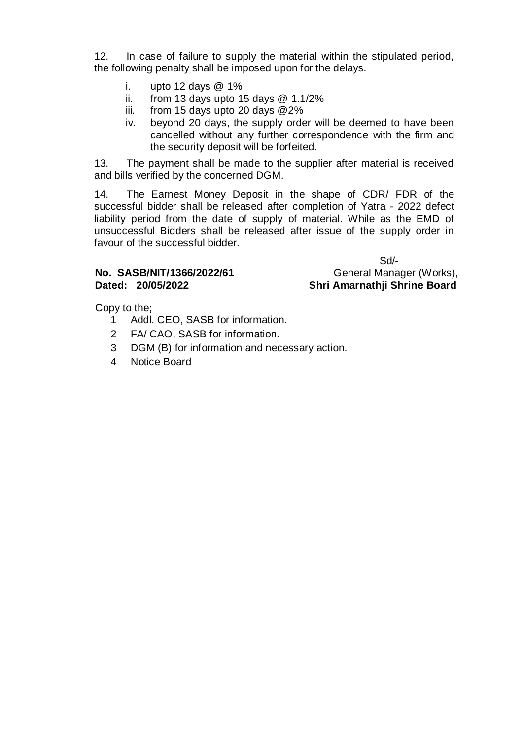12. In case of failure to supply the material within the stipulated period, the following penalty shall be imposed upon for the delays.

   i. upto 12 days @ 1%
   ii. from 13 days upto 15 days @ 1.1/2%
   iii. from 15 days upto 20 days @2%
   iv. beyond 20 days, the supply order will be deemed to have been cancelled without any further correspondence with the firm and the security deposit will be forfeited.

13. The payment shall be made to the supplier after material is received and bills verified by the concerned DGM.

14. The Earnest Money Deposit in the shape of CDR/ FDR of the successful bidder shall be released after completion of Yatra - 2022 defect liability period from the date of supply of material. While as the EMD of unsuccessful Bidders shall be released after issue of the supply order in favour of the successful bidder.

Sd/-
General Manager (Works),
**Shri Amarnathji Shrine Board**

**No. SASB/NIT/1366/2022/61**
**Dated: 20/05/2022**

Copy to the**;**

1. Addl. CEO, SASB for information.
2. FA/ CAO, SASB for information.
3. DGM (B) for information and necessary action.
4. Notice Board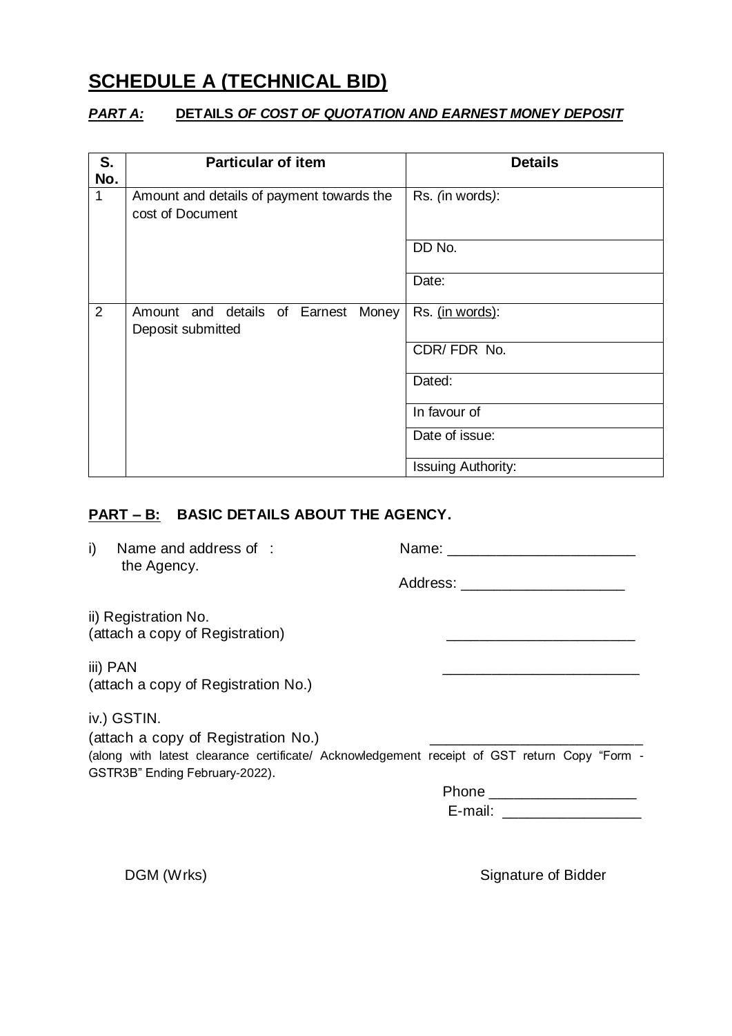# SCHEDULE A (TECHNICAL BID)

***PART A:*** **DETAILS *OF COST OF QUOTATION AND EARNEST MONEY DEPOSIT***

| S. No. | Particular of item | Details |
|---|---|---|
| 1 | Amount and details of payment towards the cost of Document | Rs. *(in words)*: |
| | | DD No. |
| | | Date: |
| 2 | Amount and details of Earnest Money Deposit submitted | Rs. (in words): |
| | | CDR/ FDR No. |
| | | Dated: |
| | | In favour of |
| | | Date of issue: |
| | | Issuing Authority: |

**PART – B: BASIC DETAILS ABOUT THE AGENCY.**

i) Name and address of the Agency. : Name: _______________________

Address: ____________________

ii) Registration No.
(attach a copy of Registration) _______________________

iii) PAN _______________________
(attach a copy of Registration No.)

iv.) GSTIN.
(attach a copy of Registration No.) _______________________
(along with latest clearance certificate/ Acknowledgement receipt of GST return Copy "Form - GSTR3B" Ending February-2022).

Phone __________________

E-mail: ________________

DGM (Wrks)

Signature of Bidder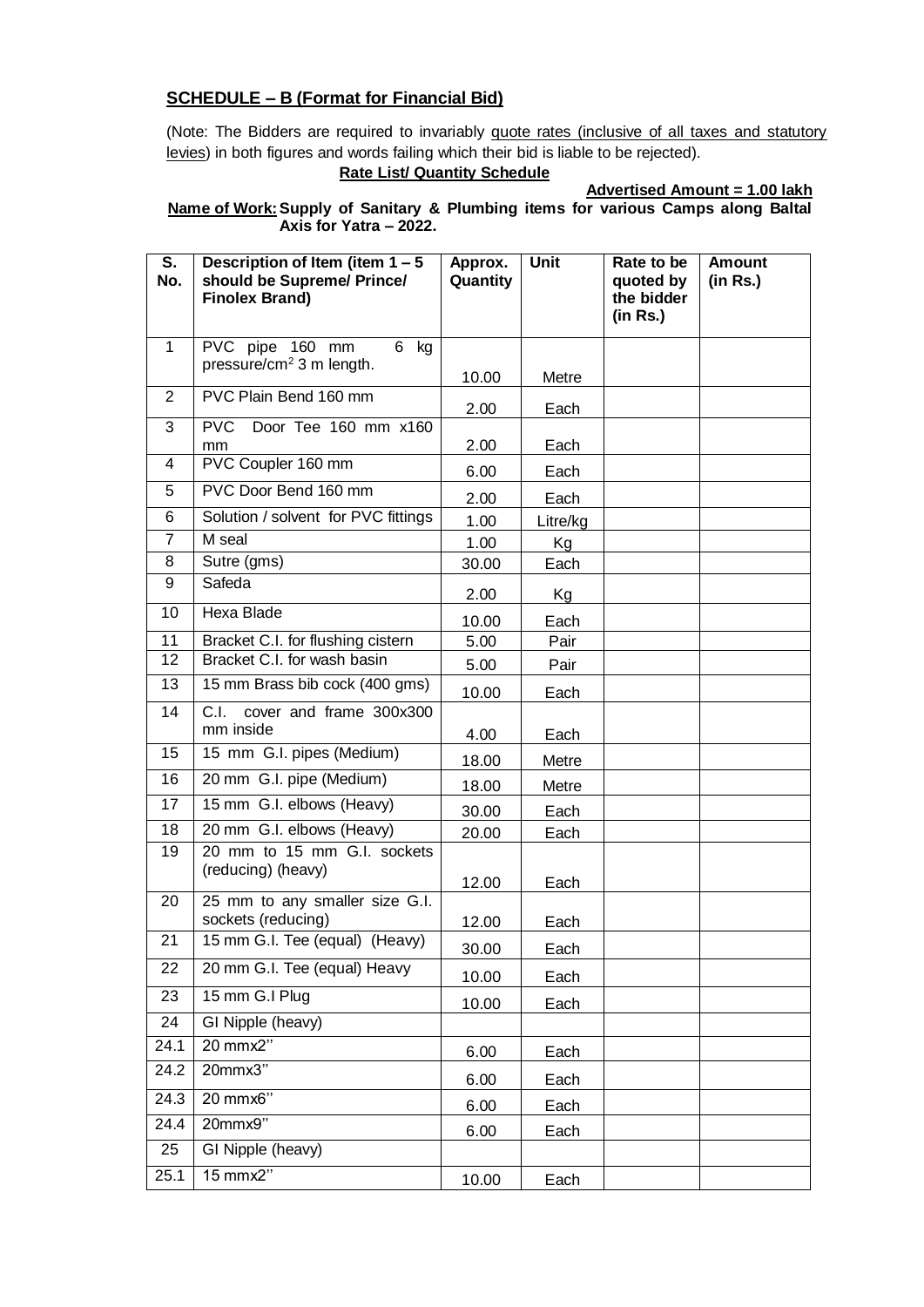**SCHEDULE – B (Format for Financial Bid)**

(Note: The Bidders are required to invariably quote rates (inclusive of all taxes and statutory levies) in both figures and words failing which their bid is liable to be rejected).

**Rate List/ Quantity Schedule**

**Advertised Amount = 1.00 lakh**

**Name of Work: Supply of Sanitary & Plumbing items for various Camps along Baltal Axis for Yatra – 2022.**

| S. No. | Description of Item (item 1 – 5 should be Supreme/ Prince/ Finolex Brand) | Approx. Quantity | Unit | Rate to be quoted by the bidder (in Rs.) | Amount (in Rs.) |
|---|---|---|---|---|---|
| 1 | PVC pipe 160 mm 6 kg pressure/cm$^2$ 3 m length. | 10.00 | Metre | | |
| 2 | PVC Plain Bend 160 mm | 2.00 | Each | | |
| 3 | PVC Door Tee 160 mm x160 mm | 2.00 | Each | | |
| 4 | PVC Coupler 160 mm | 6.00 | Each | | |
| 5 | PVC Door Bend 160 mm | 2.00 | Each | | |
| 6 | Solution / solvent for PVC fittings | 1.00 | Litre/kg | | |
| 7 | M seal | 1.00 | Kg | | |
| 8 | Sutre (gms) | 30.00 | Each | | |
| 9 | Safeda | 2.00 | Kg | | |
| 10 | Hexa Blade | 10.00 | Each | | |
| 11 | Bracket C.I. for flushing cistern | 5.00 | Pair | | |
| 12 | Bracket C.I. for wash basin | 5.00 | Pair | | |
| 13 | 15 mm Brass bib cock (400 gms) | 10.00 | Each | | |
| 14 | C.I. cover and frame 300x300 mm inside | 4.00 | Each | | |
| 15 | 15 mm G.I. pipes (Medium) | 18.00 | Metre | | |
| 16 | 20 mm G.I. pipe (Medium) | 18.00 | Metre | | |
| 17 | 15 mm G.I. elbows (Heavy) | 30.00 | Each | | |
| 18 | 20 mm G.I. elbows (Heavy) | 20.00 | Each | | |
| 19 | 20 mm to 15 mm G.I. sockets (reducing) (heavy) | 12.00 | Each | | |
| 20 | 25 mm to any smaller size G.I. sockets (reducing) | 12.00 | Each | | |
| 21 | 15 mm G.I. Tee (equal) (Heavy) | 30.00 | Each | | |
| 22 | 20 mm G.I. Tee (equal) Heavy | 10.00 | Each | | |
| 23 | 15 mm G.I Plug | 10.00 | Each | | |
| 24 | GI Nipple (heavy) | | | | |
| 24.1 | 20 mmx2'' | 6.00 | Each | | |
| 24.2 | 20mmx3'' | 6.00 | Each | | |
| 24.3 | 20 mmx6'' | 6.00 | Each | | |
| 24.4 | 20mmx9'' | 6.00 | Each | | |
| 25 | GI Nipple (heavy) | | | | |
| 25.1 | 15 mmx2'' | 10.00 | Each | | |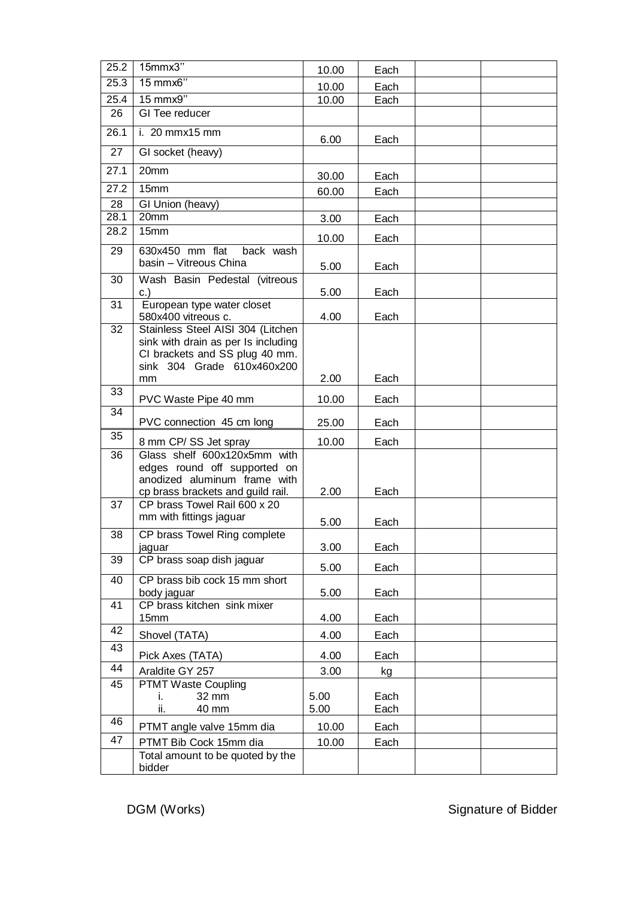| | | | | | |
|---|---|---|---|---|---|
| 25.2 | 15mmx3'' | 10.00 | Each | | |
| 25.3 | 15 mmx6'' | 10.00 | Each | | |
| 25.4 | 15 mmx9'' | 10.00 | Each | | |
| 26 | GI Tee reducer | | | | |
| 26.1 | i. 20 mmx15 mm | 6.00 | Each | | |
| 27 | GI socket (heavy) | | | | |
| 27.1 | 20mm | 30.00 | Each | | |
| 27.2 | 15mm | 60.00 | Each | | |
| 28 | GI Union (heavy) | | | | |
| 28.1 | 20mm | 3.00 | Each | | |
| 28.2 | 15mm | 10.00 | Each | | |
| 29 | 630x450 mm flat back wash basin – Vitreous China | 5.00 | Each | | |
| 30 | Wash Basin Pedestal (vitreous c.) | 5.00 | Each | | |
| 31 | European type water closet 580x400 vitreous c. | 4.00 | Each | | |
| 32 | Stainless Steel AISI 304 (Litchen sink with drain as per Is including CI brackets and SS plug 40 mm. sink 304 Grade 610x460x200 mm | 2.00 | Each | | |
| 33 | PVC Waste Pipe 40 mm | 10.00 | Each | | |
| 34 | PVC connection 45 cm long | 25.00 | Each | | |
| 35 | 8 mm CP/ SS Jet spray | 10.00 | Each | | |
| 36 | Glass shelf 600x120x5mm with edges round off supported on anodized aluminum frame with cp brass brackets and guild rail. | 2.00 | Each | | |
| 37 | CP brass Towel Rail 600 x 20 mm with fittings jaguar | 5.00 | Each | | |
| 38 | CP brass Towel Ring complete jaguar | 3.00 | Each | | |
| 39 | CP brass soap dish jaguar | 5.00 | Each | | |
| 40 | CP brass bib cock 15 mm short body jaguar | 5.00 | Each | | |
| 41 | CP brass kitchen sink mixer 15mm | 4.00 | Each | | |
| 42 | Shovel (TATA) | 4.00 | Each | | |
| 43 | Pick Axes (TATA) | 4.00 | Each | | |
| 44 | Araldite GY 257 | 3.00 | kg | | |
| 45 | PTMT Waste Coupling<br>i. 32 mm<br>ii. 40 mm | <br>5.00<br>5.00 | <br>Each<br>Each | | |
| 46 | PTMT angle valve 15mm dia | 10.00 | Each | | |
| 47 | PTMT Bib Cock 15mm dia | 10.00 | Each | | |
| | Total amount to be quoted by the bidder | | | | |

DGM (Works) Signature of Bidder